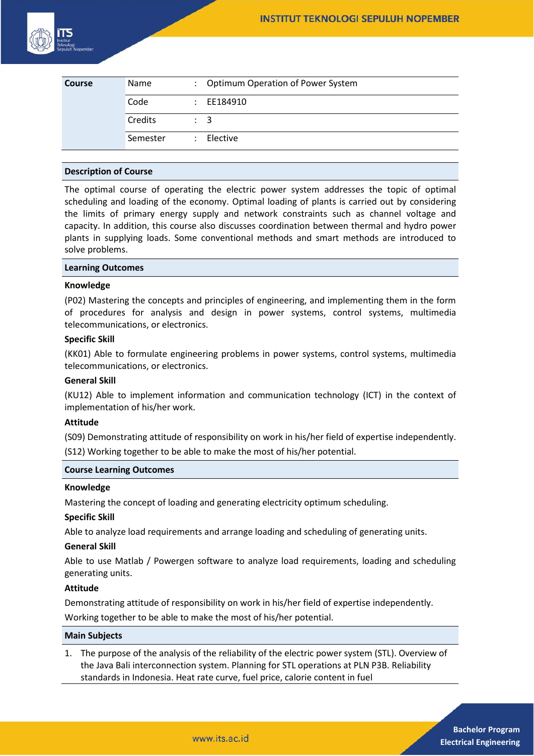| Course | | | |
|---|---|---|---|
| | Name | : | Optimum Operation of Power System |
| | Code | : | EE184910 |
| | Credits | : | 3 |
| | Semester | : | Elective |

## Description of Course

The optimal course of operating the electric power system addresses the topic of optimal scheduling and loading of the economy. Optimal loading of plants is carried out by considering the limits of primary energy supply and network constraints such as channel voltage and capacity. In addition, this course also discusses coordination between thermal and hydro power plants in supplying loads. Some conventional methods and smart methods are introduced to solve problems.

## Learning Outcomes

### Knowledge

(P02) Mastering the concepts and principles of engineering, and implementing them in the form of procedures for analysis and design in power systems, control systems, multimedia telecommunications, or electronics.

### Specific Skill

(KK01) Able to formulate engineering problems in power systems, control systems, multimedia telecommunications, or electronics.

### General Skill

(KU12) Able to implement information and communication technology (ICT) in the context of implementation of his/her work.

### Attitude

(S09) Demonstrating attitude of responsibility on work in his/her field of expertise independently.

(S12) Working together to be able to make the most of his/her potential.

## Course Learning Outcomes

### Knowledge

Mastering the concept of loading and generating electricity optimum scheduling.

### Specific Skill

Able to analyze load requirements and arrange loading and scheduling of generating units.

### General Skill

Able to use Matlab / Powergen software to analyze load requirements, loading and scheduling generating units.

### Attitude

Demonstrating attitude of responsibility on work in his/her field of expertise independently.

Working together to be able to make the most of his/her potential.

## Main Subjects

1. The purpose of the analysis of the reliability of the electric power system (STL). Overview of the Java Bali interconnection system. Planning for STL operations at PLN P3B. Reliability standards in Indonesia. Heat rate curve, fuel price, calorie content in fuel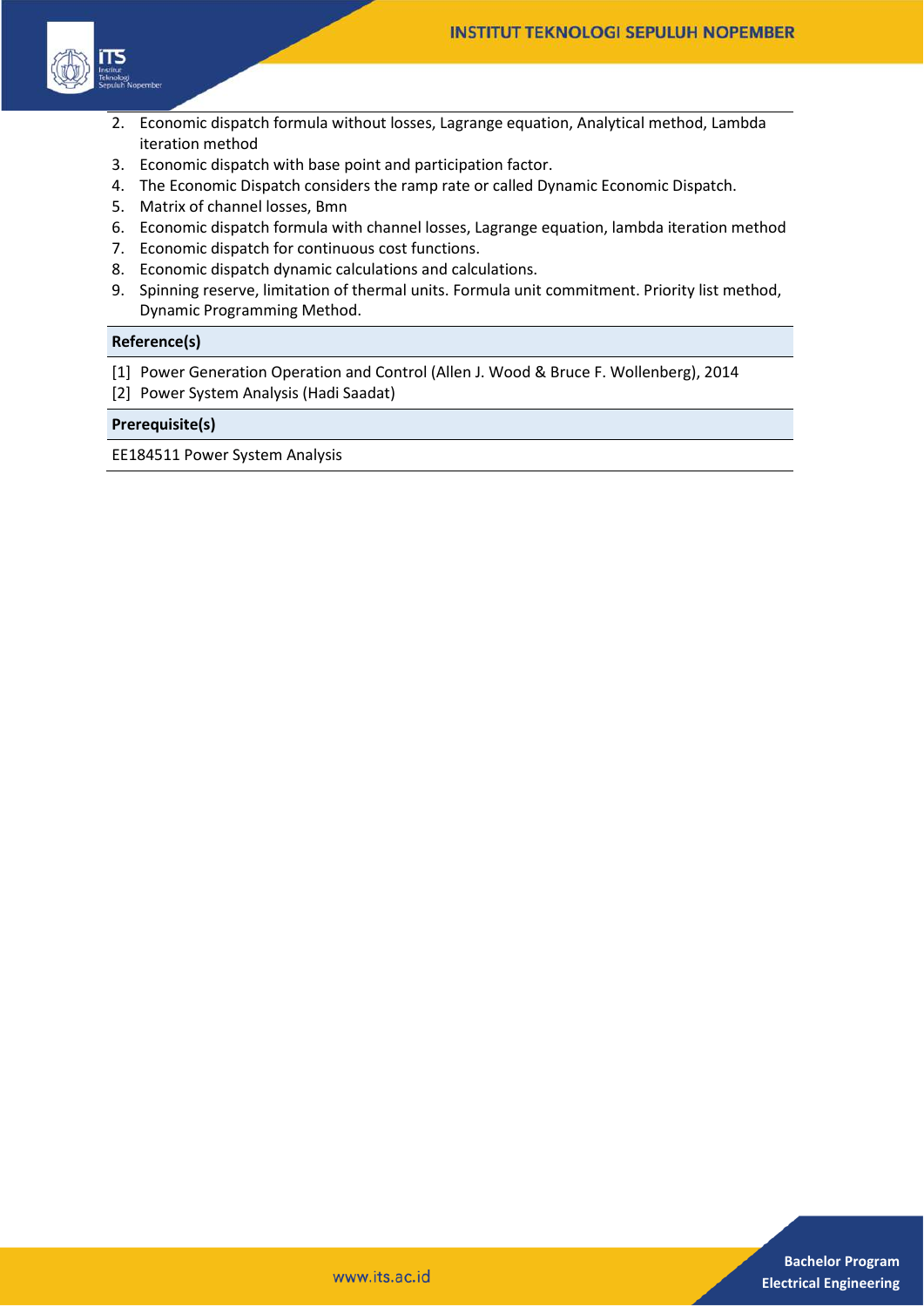2. Economic dispatch formula without losses, Lagrange equation, Analytical method, Lambda iteration method
3. Economic dispatch with base point and participation factor.
4. The Economic Dispatch considers the ramp rate or called Dynamic Economic Dispatch.
5. Matrix of channel losses, Bmn
6. Economic dispatch formula with channel losses, Lagrange equation, lambda iteration method
7. Economic dispatch for continuous cost functions.
8. Economic dispatch dynamic calculations and calculations.
9. Spinning reserve, limitation of thermal units. Formula unit commitment. Priority list method, Dynamic Programming Method.

**Reference(s)**

[1] Power Generation Operation and Control (Allen J. Wood & Bruce F. Wollenberg), 2014
[2] Power System Analysis (Hadi Saadat)

**Prerequisite(s)**

EE184511 Power System Analysis